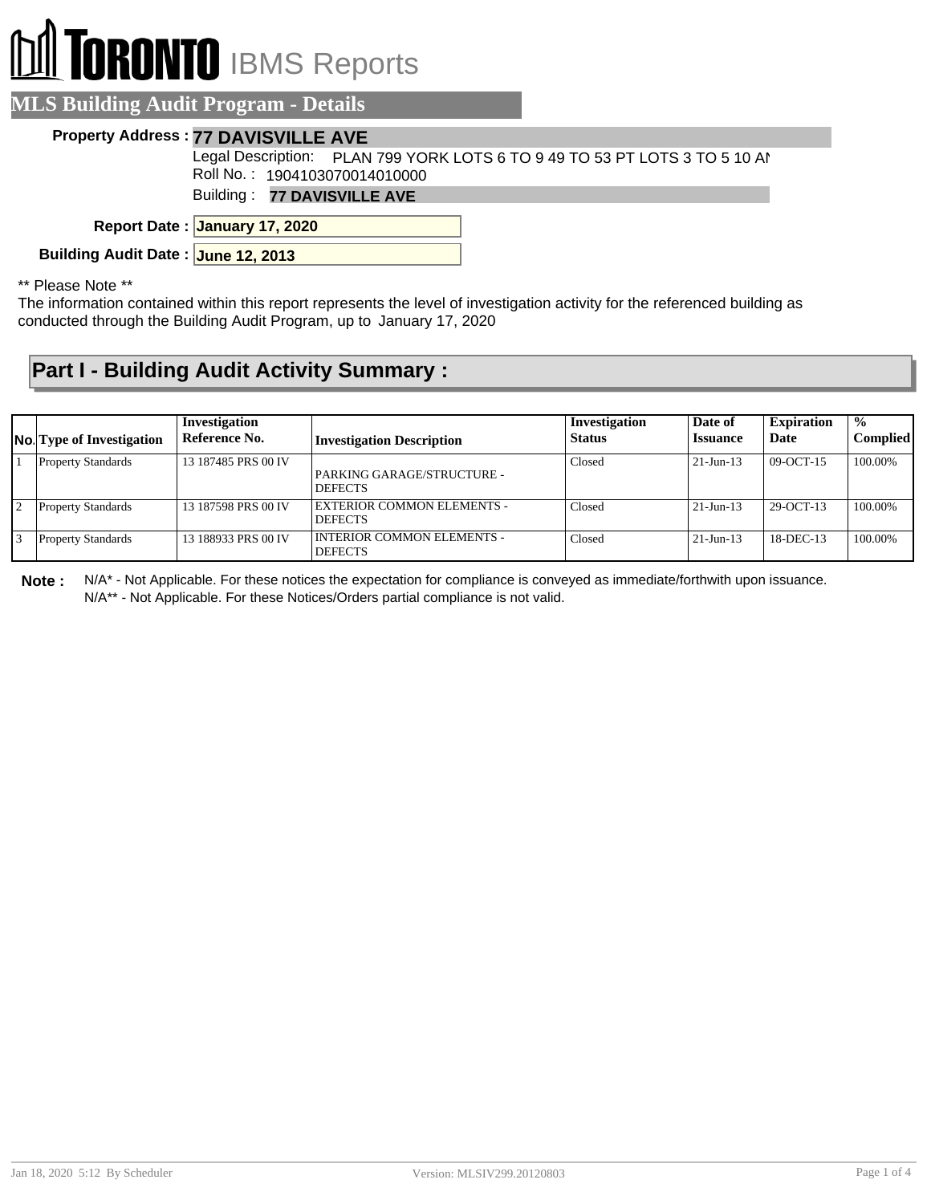# TORONTO IBMS Reports

## MLS Building Audit Program - Details

**Property Address :** **77 DAVISVILLE AVE**

Legal Description: PLAN 799 YORK LOTS 6 TO 9 49 TO 53 PT LOTS 3 TO 5 10 AI

Roll No. : 1904103070014010000

Building : **77 DAVISVILLE AVE**

**Report Date :** **January 17, 2020**

**Building Audit Date :** **June 12, 2013**

** Please Note **

The information contained within this report represents the level of investigation activity for the referenced building as conducted through the Building Audit Program, up to January 17, 2020

## Part I - Building Audit Activity Summary :

| No. | Type of Investigation | Investigation Reference No. | Investigation Description | Investigation Status | Date of Issuance | Expiration Date | % Complied |
|---|---|---|---|---|---|---|---|
| 1 | Property Standards | 13 187485 PRS 00 IV | PARKING GARAGE/STRUCTURE - DEFECTS | Closed | 21-Jun-13 | 09-OCT-15 | 100.00% |
| 2 | Property Standards | 13 187598 PRS 00 IV | EXTERIOR COMMON ELEMENTS - DEFECTS | Closed | 21-Jun-13 | 29-OCT-13 | 100.00% |
| 3 | Property Standards | 13 188933 PRS 00 IV | INTERIOR COMMON ELEMENTS - DEFECTS | Closed | 21-Jun-13 | 18-DEC-13 | 100.00% |

**Note :** N/A* - Not Applicable. For these notices the expectation for compliance is conveyed as immediate/forthwith upon issuance.
N/A** - Not Applicable. For these Notices/Orders partial compliance is not valid.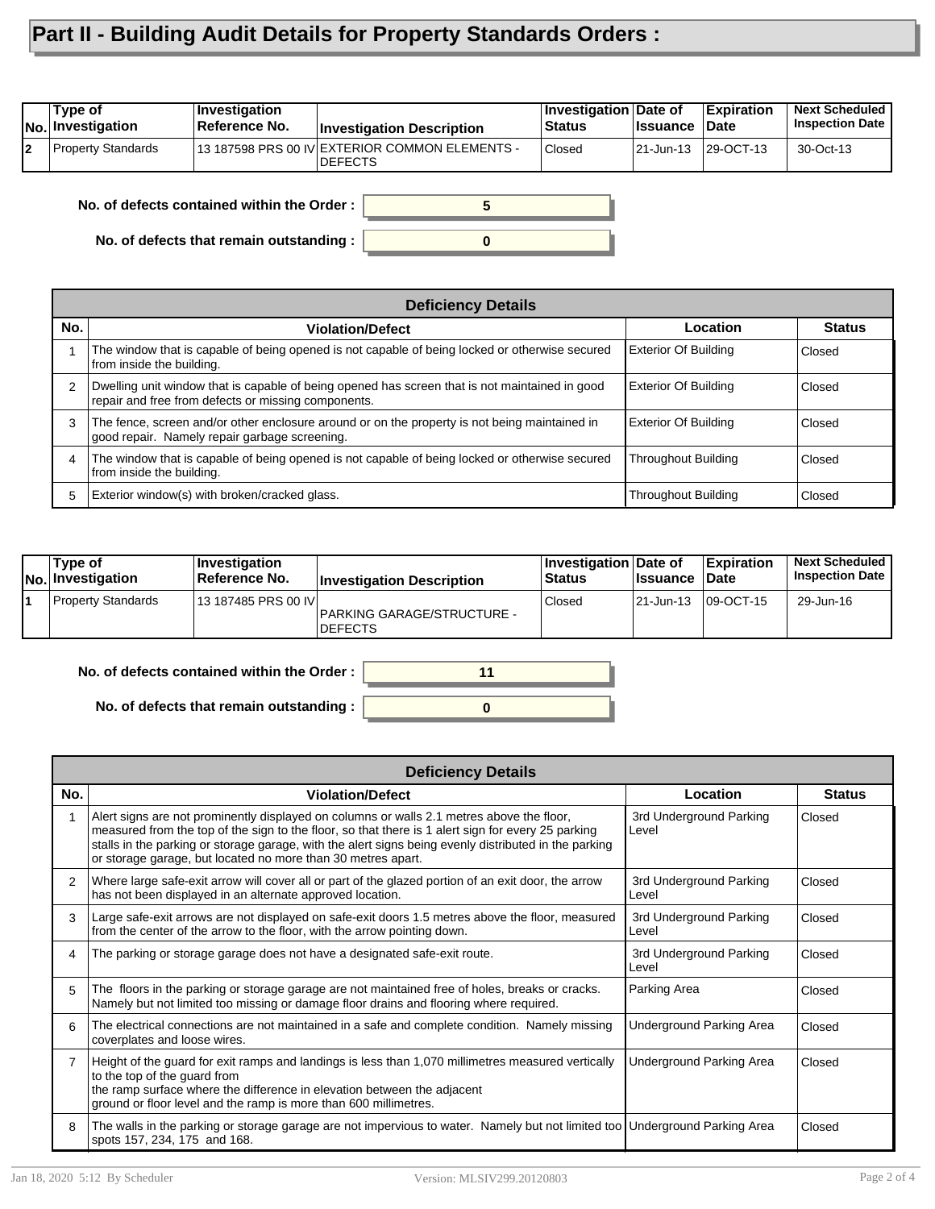# Part II - Building Audit Details for Property Standards Orders :

| No. | Type of Investigation | Investigation Reference No. | Investigation Description | Investigation Status | Date of Issuance | Expiration Date | Next Scheduled Inspection Date |
|---|---|---|---|---|---|---|---|
| 2 | Property Standards | 13 187598 PRS 00 IV | EXTERIOR COMMON ELEMENTS - DEFECTS | Closed | 21-Jun-13 | 29-OCT-13 | 30-Oct-13 |

**No. of defects contained within the Order :** 5

**No. of defects that remain outstanding :** 0

| Deficiency Details | | | |
|---|---|---|---|
| **No.** | **Violation/Defect** | **Location** | **Status** |
| 1 | The window that is capable of being opened is not capable of being locked or otherwise secured from inside the building. | Exterior Of Building | Closed |
| 2 | Dwelling unit window that is capable of being opened has screen that is not maintained in good repair and free from defects or missing components. | Exterior Of Building | Closed |
| 3 | The fence, screen and/or other enclosure around or on the property is not being maintained in good repair. Namely repair garbage screening. | Exterior Of Building | Closed |
| 4 | The window that is capable of being opened is not capable of being locked or otherwise secured from inside the building. | Throughout Building | Closed |
| 5 | Exterior window(s) with broken/cracked glass. | Throughout Building | Closed |

| No. | Type of Investigation | Investigation Reference No. | Investigation Description | Investigation Status | Date of Issuance | Expiration Date | Next Scheduled Inspection Date |
|---|---|---|---|---|---|---|---|
| 1 | Property Standards | 13 187485 PRS 00 IV | PARKING GARAGE/STRUCTURE - DEFECTS | Closed | 21-Jun-13 | 09-OCT-15 | 29-Jun-16 |

**No. of defects contained within the Order :** 11

**No. of defects that remain outstanding :** 0

| Deficiency Details | | | |
|---|---|---|---|
| **No.** | **Violation/Defect** | **Location** | **Status** |
| 1 | Alert signs are not prominently displayed on columns or walls 2.1 metres above the floor, measured from the top of the sign to the floor, so that there is 1 alert sign for every 25 parking stalls in the parking or storage garage, with the alert signs being evenly distributed in the parking or storage garage, but located no more than 30 metres apart. | 3rd Underground Parking Level | Closed |
| 2 | Where large safe-exit arrow will cover all or part of the glazed portion of an exit door, the arrow has not been displayed in an alternate approved location. | 3rd Underground Parking Level | Closed |
| 3 | Large safe-exit arrows are not displayed on safe-exit doors 1.5 metres above the floor, measured from the center of the arrow to the floor, with the arrow pointing down. | 3rd Underground Parking Level | Closed |
| 4 | The parking or storage garage does not have a designated safe-exit route. | 3rd Underground Parking Level | Closed |
| 5 | The floors in the parking or storage garage are not maintained free of holes, breaks or cracks. Namely but not limited too missing or damage floor drains and flooring where required. | Parking Area | Closed |
| 6 | The electrical connections are not maintained in a safe and complete condition. Namely missing coverplates and loose wires. | Underground Parking Area | Closed |
| 7 | Height of the guard for exit ramps and landings is less than 1,070 millimetres measured vertically to the top of the guard from the ramp surface where the difference in elevation between the adjacent ground or floor level and the ramp is more than 600 millimetres. | Underground Parking Area | Closed |
| 8 | The walls in the parking or storage garage are not impervious to water. Namely but not limited too spots 157, 234, 175 and 168. | Underground Parking Area | Closed |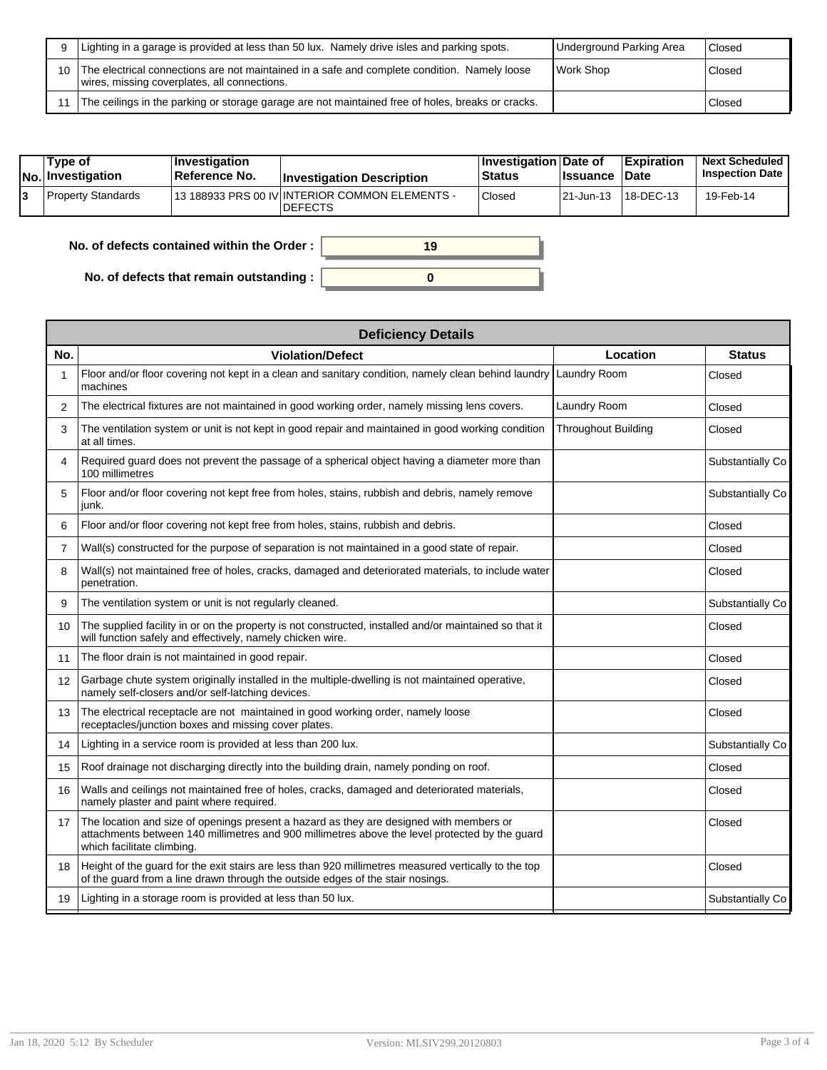| | | | |
|---|---|---|---|
| 9 | Lighting in a garage is provided at less than 50 lux. Namely drive isles and parking spots. | Underground Parking Area | Closed |
| 10 | The electrical connections are not maintained in a safe and complete condition. Namely loose wires, missing coverplates, all connections. | Work Shop | Closed |
| 11 | The ceilings in the parking or storage garage are not maintained free of holes, breaks or cracks. | | Closed |

| No. | Type of Investigation | Investigation Reference No. | Investigation Description | Investigation Status | Date of Issuance | Expiration Date | Next Scheduled Inspection Date |
|---|---|---|---|---|---|---|---|
| 3 | Property Standards | 13 188933 PRS 00 IV | INTERIOR COMMON ELEMENTS - DEFECTS | Closed | 21-Jun-13 | 18-DEC-13 | 19-Feb-14 |

**No. of defects contained within the Order :** 19

**No. of defects that remain outstanding :** 0

**Deficiency Details**

| No. | Violation/Defect | Location | Status |
|---|---|---|---|
| 1 | Floor and/or floor covering not kept in a clean and sanitary condition, namely clean behind laundry machines | Laundry Room | Closed |
| 2 | The electrical fixtures are not maintained in good working order, namely missing lens covers. | Laundry Room | Closed |
| 3 | The ventilation system or unit is not kept in good repair and maintained in good working condition at all times. | Throughout Building | Closed |
| 4 | Required guard does not prevent the passage of a spherical object having a diameter more than 100 millimetres | | Substantially Co |
| 5 | Floor and/or floor covering not kept free from holes, stains, rubbish and debris, namely remove junk. | | Substantially Co |
| 6 | Floor and/or floor covering not kept free from holes, stains, rubbish and debris. | | Closed |
| 7 | Wall(s) constructed for the purpose of separation is not maintained in a good state of repair. | | Closed |
| 8 | Wall(s) not maintained free of holes, cracks, damaged and deteriorated materials, to include water penetration. | | Closed |
| 9 | The ventilation system or unit is not regularly cleaned. | | Substantially Co |
| 10 | The supplied facility in or on the property is not constructed, installed and/or maintained so that it will function safely and effectively, namely chicken wire. | | Closed |
| 11 | The floor drain is not maintained in good repair. | | Closed |
| 12 | Garbage chute system originally installed in the multiple-dwelling is not maintained operative, namely self-closers and/or self-latching devices. | | Closed |
| 13 | The electrical receptacle are not maintained in good working order, namely loose receptacles/junction boxes and missing cover plates. | | Closed |
| 14 | Lighting in a service room is provided at less than 200 lux. | | Substantially Co |
| 15 | Roof drainage not discharging directly into the building drain, namely ponding on roof. | | Closed |
| 16 | Walls and ceilings not maintained free of holes, cracks, damaged and deteriorated materials, namely plaster and paint where required. | | Closed |
| 17 | The location and size of openings present a hazard as they are designed with members or attachments between 140 millimetres and 900 millimetres above the level protected by the guard which facilitate climbing. | | Closed |
| 18 | Height of the guard for the exit stairs are less than 920 millimetres measured vertically to the top of the guard from a line drawn through the outside edges of the stair nosings. | | Closed |
| 19 | Lighting in a storage room is provided at less than 50 lux. | | Substantially Co |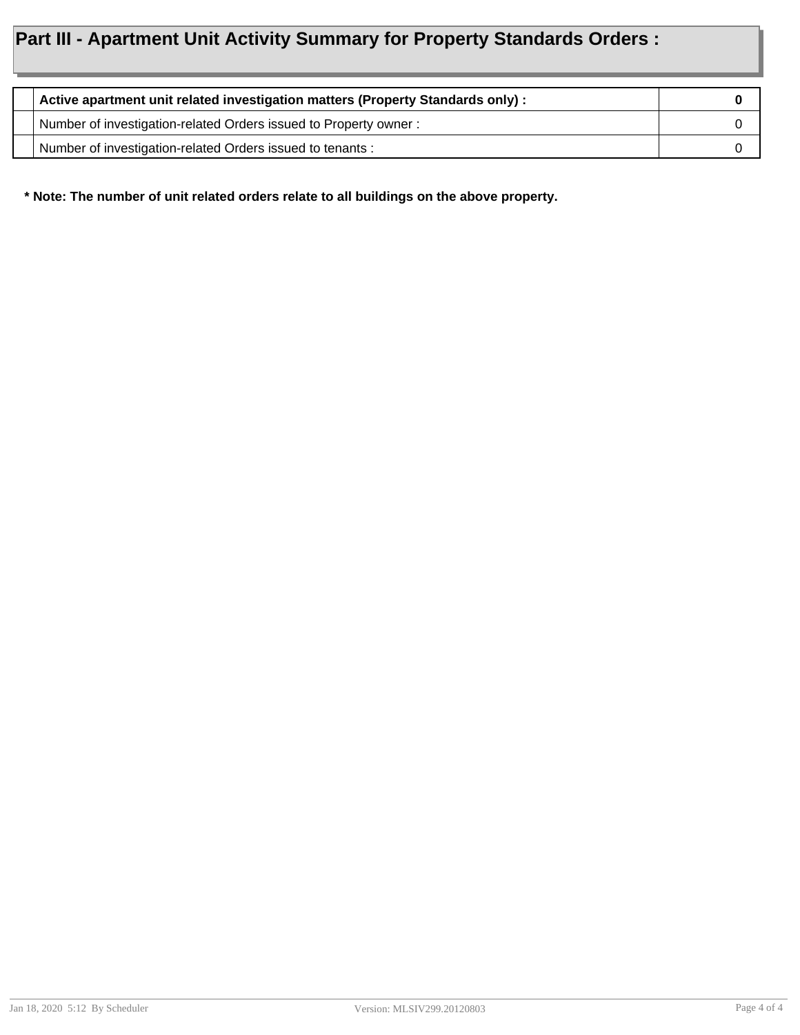# Part III - Apartment Unit Activity Summary for Property Standards Orders :

| | | |
|---|---|---|
| | **Active apartment unit related investigation matters (Property Standards only) :** | **0** |
| | Number of investigation-related Orders issued to Property owner : | 0 |
| | Number of investigation-related Orders issued to tenants : | 0 |

**\* Note: The number of unit related orders relate to all buildings on the above property.**